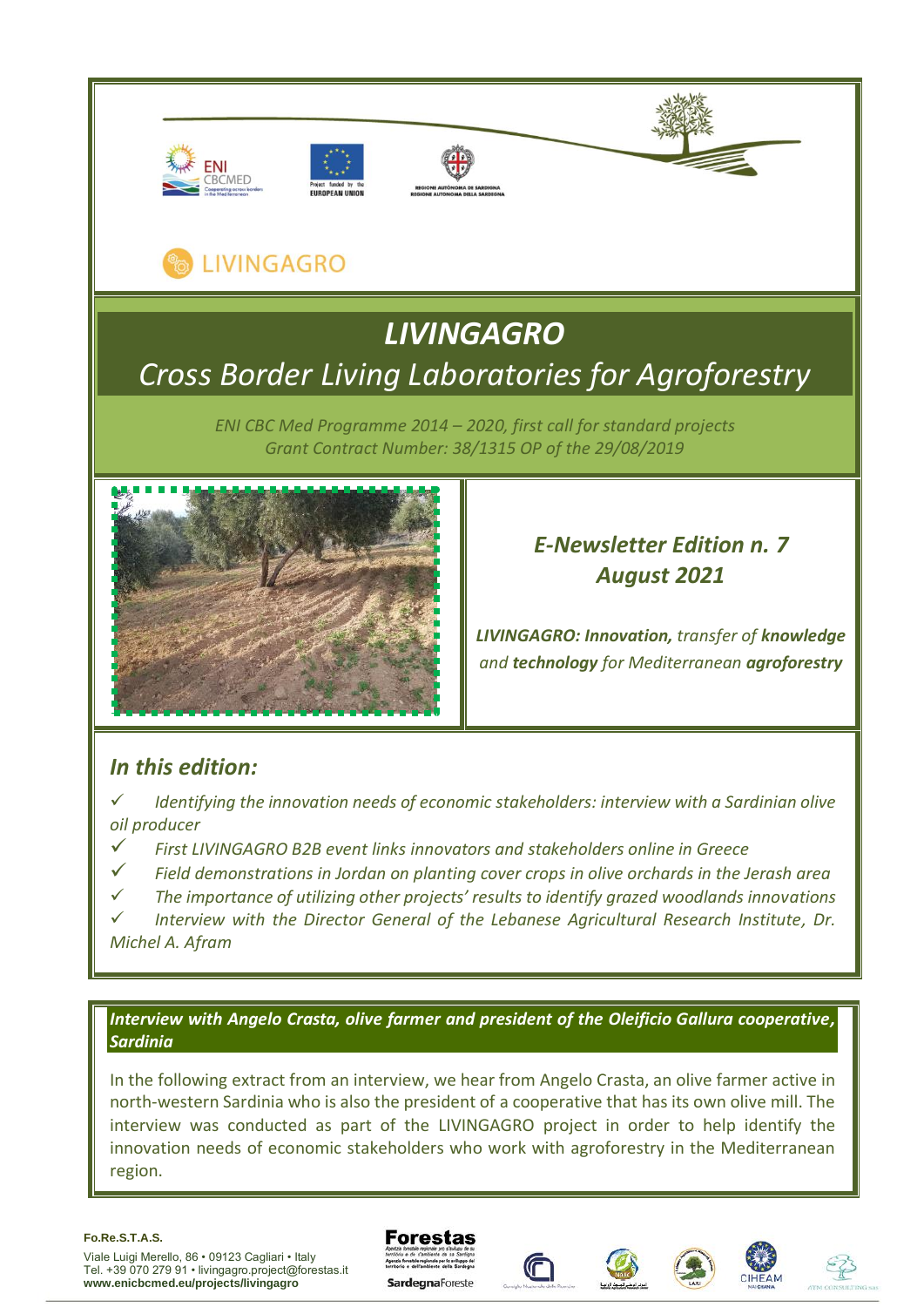LIVINGAGRO

# LIVINGAGRO

## *Cross Border Living Laboratories for Agroforestry*

*ENI CBC Med Programme 2014 – 2020, first call for standard projects*
*Grant Contract Number: 38/1315 OP of the 29/08/2019*

### *E-Newsletter Edition n. 7*
### *August 2021*

***LIVINGAGRO: Innovation,** transfer of **knowledge** and **technology** for Mediterranean **agroforestry***

## *In this edition:*

- ✓ *Identifying the innovation needs of economic stakeholders: interview with a Sardinian olive oil producer*
- ✓ *First LIVINGAGRO B2B event links innovators and stakeholders online in Greece*
- ✓ *Field demonstrations in Jordan on planting cover crops in olive orchards in the Jerash area*
- ✓ *The importance of utilizing other projects' results to identify grazed woodlands innovations*
- ✓ *Interview with the Director General of the Lebanese Agricultural Research Institute, Dr. Michel A. Afram*

## *Interview with Angelo Crasta, olive farmer and president of the Oleificio Gallura cooperative, Sardinia*

In the following extract from an interview, we hear from Angelo Crasta, an olive farmer active in north-western Sardinia who is also the president of a cooperative that has its own olive mill. The interview was conducted as part of the LIVINGAGRO project in order to help identify the innovation needs of economic stakeholders who work with agroforestry in the Mediterranean region.

**Fo.Re.S.T.A.S.**
Viale Luigi Merello, 86 • 09123 Cagliari • Italy
Tel. +39 070 279 91 • livingagro.project@forestas.it
**www.enicbcmed.eu/projects/livingagro**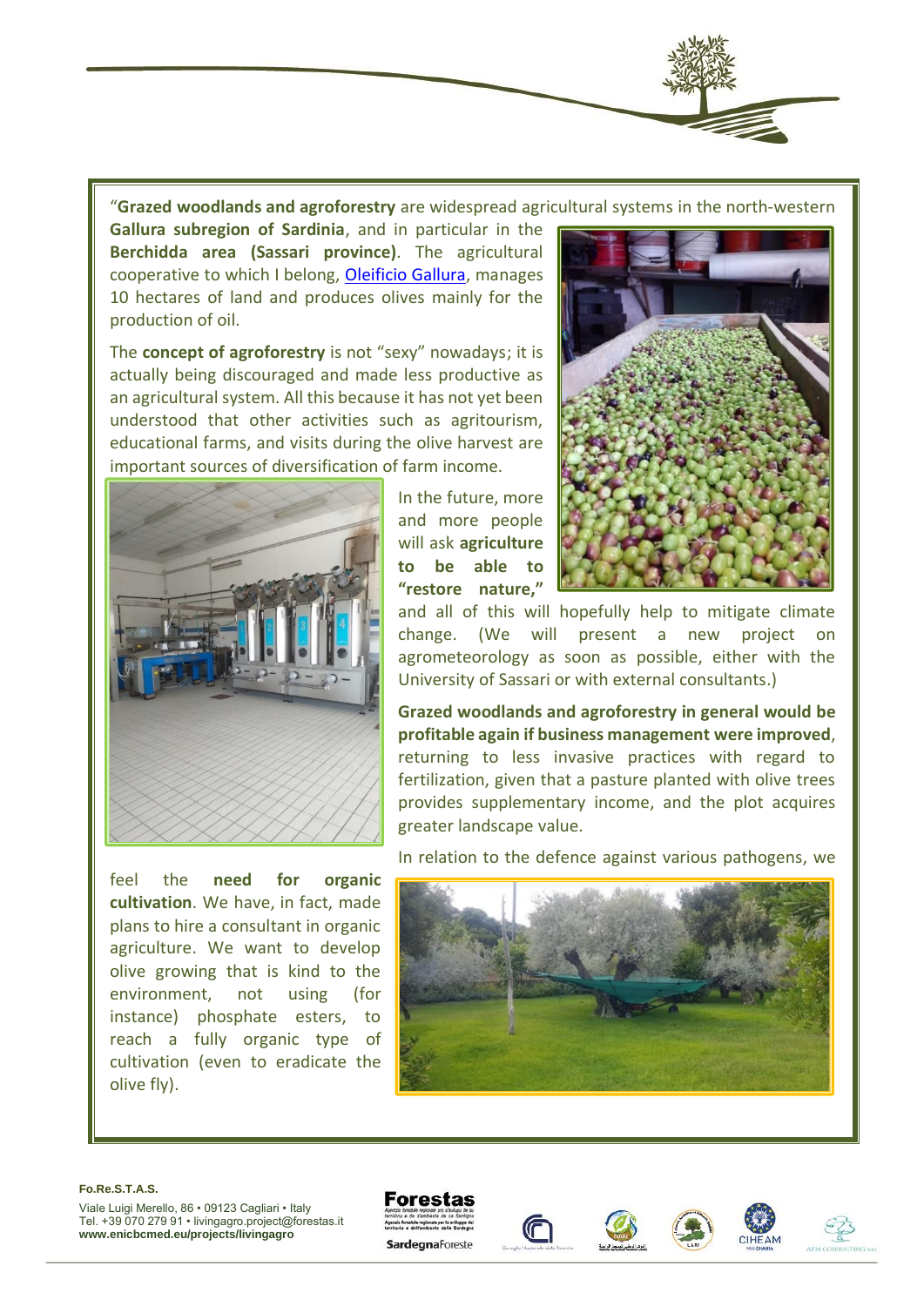"**Grazed woodlands and agroforestry** are widespread agricultural systems in the north-western **Gallura subregion of Sardinia**, and in particular in the **Berchidda area (Sassari province)**. The agricultural cooperative to which I belong, Oleificio Gallura, manages 10 hectares of land and produces olives mainly for the production of oil.

The **concept of agroforestry** is not "sexy" nowadays; it is actually being discouraged and made less productive as an agricultural system. All this because it has not yet been understood that other activities such as agritourism, educational farms, and visits during the olive harvest are important sources of diversification of farm income.

In the future, more and more people will ask **agriculture to be able to "restore nature,"** and all of this will hopefully help to mitigate climate change. (We will present a new project on agrometeorology as soon as possible, either with the University of Sassari or with external consultants.)

**Grazed woodlands and agroforestry in general would be profitable again if business management were improved**, returning to less invasive practices with regard to fertilization, given that a pasture planted with olive trees provides supplementary income, and the plot acquires greater landscape value.

In relation to the defence against various pathogens, we feel the **need for organic cultivation**. We have, in fact, made plans to hire a consultant in organic agriculture. We want to develop olive growing that is kind to the environment, not using (for instance) phosphate esters, to reach a fully organic type of cultivation (even to eradicate the olive fly).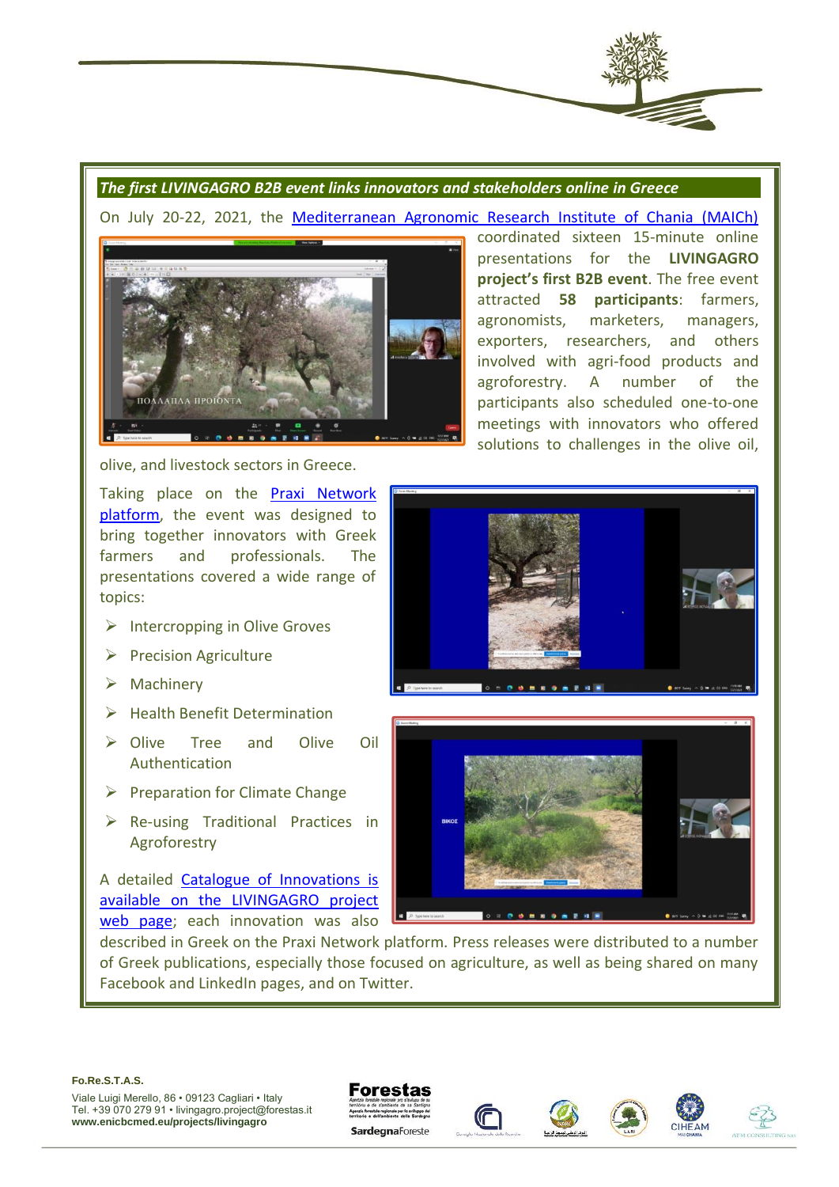***The first LIVINGAGRO B2B event links innovators and stakeholders online in Greece***

On July 20-22, 2021, the [Mediterranean Agronomic Research Institute of Chania (MAICh)](https://www.maich.gr) coordinated sixteen 15-minute online presentations for the **LIVINGAGRO project's first B2B event**. The free event attracted **58 participants**: farmers, agronomists, marketers, managers, exporters, researchers, and others involved with agri-food products and agroforestry. A number of the participants also scheduled one-to-one meetings with innovators who offered solutions to challenges in the olive oil, olive, and livestock sectors in Greece.

Taking place on the [Praxi Network platform](https://www.praxinetwork.gr), the event was designed to bring together innovators with Greek farmers and professionals. The presentations covered a wide range of topics:

- Intercropping in Olive Groves
- Precision Agriculture
- Machinery
- Health Benefit Determination
- Olive Tree and Olive Oil Authentication
- Preparation for Climate Change
- Re-using Traditional Practices in Agroforestry

A detailed [Catalogue of Innovations is available on the LIVINGAGRO project web page](http://www.enicbcmed.eu/projects/livingagro); each innovation was also described in Greek on the Praxi Network platform. Press releases were distributed to a number of Greek publications, especially those focused on agriculture, as well as being shared on many Facebook and LinkedIn pages, and on Twitter.

**Fo.Re.S.T.A.S.**
Viale Luigi Merello, 86 • 09123 Cagliari • Italy
Tel. +39 070 279 91 • livingagro.project@forestas.it
**www.enicbcmed.eu/projects/livingagro**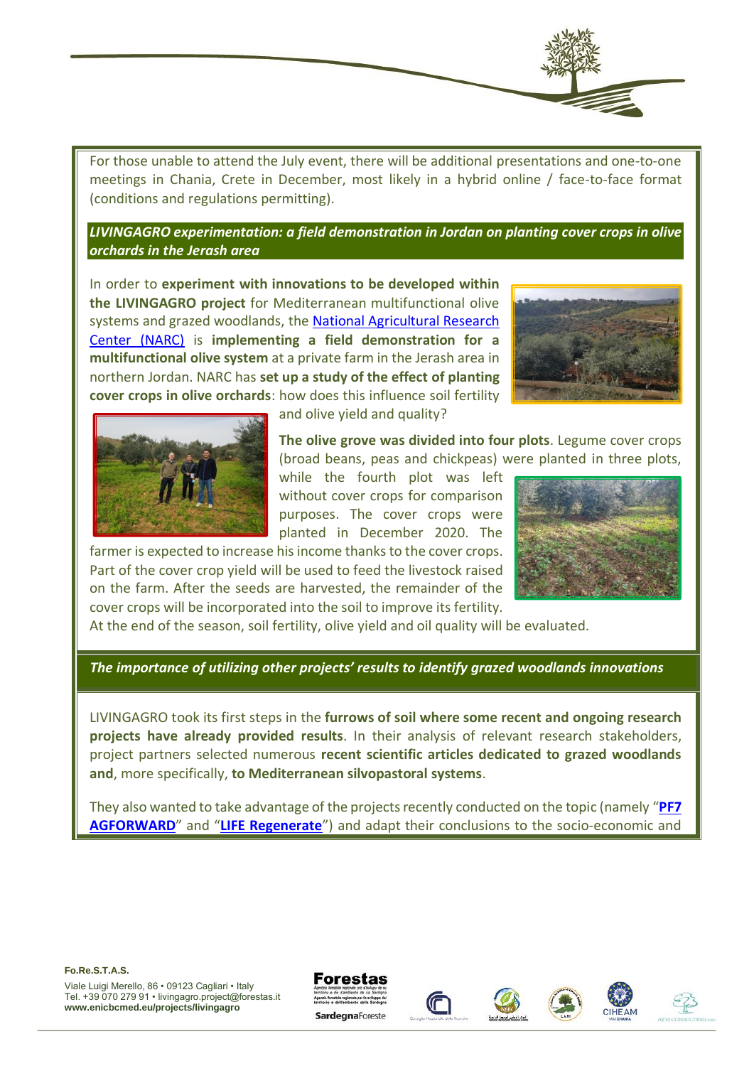For those unable to attend the July event, there will be additional presentations and one-to-one meetings in Chania, Crete in December, most likely in a hybrid online / face-to-face format (conditions and regulations permitting).

***LIVINGAGRO experimentation: a field demonstration in Jordan on planting cover crops in olive orchards in the Jerash area***

In order to **experiment with innovations to be developed within the LIVINGAGRO project** for Mediterranean multifunctional olive systems and grazed woodlands, the National Agricultural Research Center (NARC) is **implementing a field demonstration for a multifunctional olive system** at a private farm in the Jerash area in northern Jordan. NARC has **set up a study of the effect of planting cover crops in olive orchards**: how does this influence soil fertility and olive yield and quality?

**The olive grove was divided into four plots**. Legume cover crops (broad beans, peas and chickpeas) were planted in three plots, while the fourth plot was left without cover crops for comparison purposes. The cover crops were planted in December 2020. The farmer is expected to increase his income thanks to the cover crops. Part of the cover crop yield will be used to feed the livestock raised on the farm. After the seeds are harvested, the remainder of the cover crops will be incorporated into the soil to improve its fertility. At the end of the season, soil fertility, olive yield and oil quality will be evaluated.

***The importance of utilizing other projects' results to identify grazed woodlands innovations***

LIVINGAGRO took its first steps in the **furrows of soil where some recent and ongoing research projects have already provided results**. In their analysis of relevant research stakeholders, project partners selected numerous **recent scientific articles dedicated to grazed woodlands and**, more specifically, **to Mediterranean silvopastoral systems**.

They also wanted to take advantage of the projects recently conducted on the topic (namely "**PF7 AGFORWARD**" and "**LIFE Regenerate**") and adapt their conclusions to the socio-economic and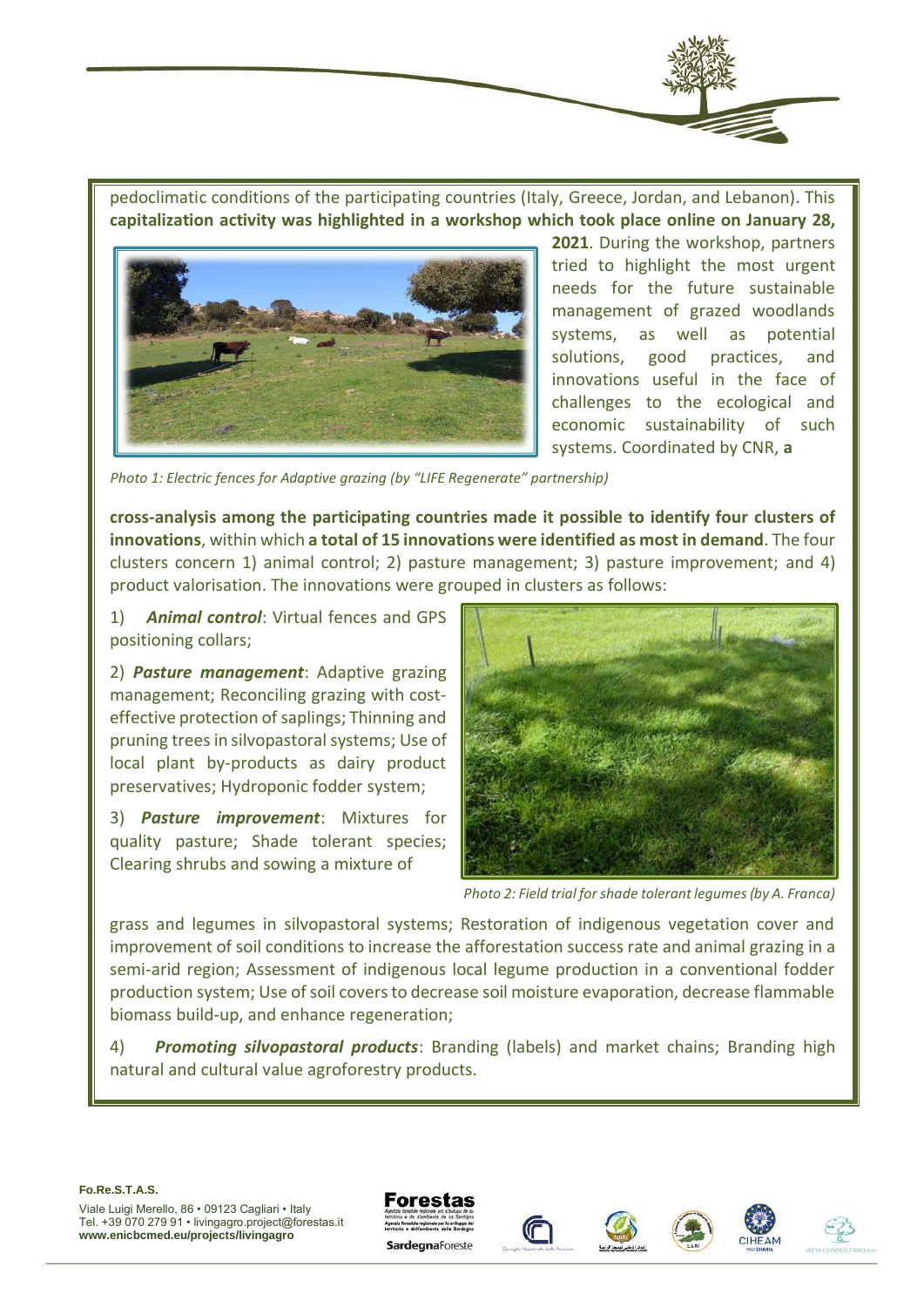pedoclimatic conditions of the participating countries (Italy, Greece, Jordan, and Lebanon). This **capitalization activity was highlighted in a workshop which took place online on January 28, 2021**. During the workshop, partners tried to highlight the most urgent needs for the future sustainable management of grazed woodlands systems, as well as potential solutions, good practices, and innovations useful in the face of challenges to the ecological and economic sustainability of such systems. Coordinated by CNR, **a cross-analysis among the participating countries made it possible to identify four clusters of innovations**, within which **a total of 15 innovations were identified as most in demand**. The four clusters concern 1) animal control; 2) pasture management; 3) pasture improvement; and 4) product valorisation. The innovations were grouped in clusters as follows:

*Photo 1: Electric fences for Adaptive grazing (by "LIFE Regenerate" partnership)*

1) ***Animal control***: Virtual fences and GPS positioning collars;

2) ***Pasture management***: Adaptive grazing management; Reconciling grazing with cost-effective protection of saplings; Thinning and pruning trees in silvopastoral systems; Use of local plant by-products as dairy product preservatives; Hydroponic fodder system;

3) ***Pasture improvement***: Mixtures for quality pasture; Shade tolerant species; Clearing shrubs and sowing a mixture of grass and legumes in silvopastoral systems; Restoration of indigenous vegetation cover and improvement of soil conditions to increase the afforestation success rate and animal grazing in a semi-arid region; Assessment of indigenous local legume production in a conventional fodder production system; Use of soil covers to decrease soil moisture evaporation, decrease flammable biomass build-up, and enhance regeneration;

*Photo 2: Field trial for shade tolerant legumes (by A. Franca)*

4) ***Promoting silvopastoral products***: Branding (labels) and market chains; Branding high natural and cultural value agroforestry products.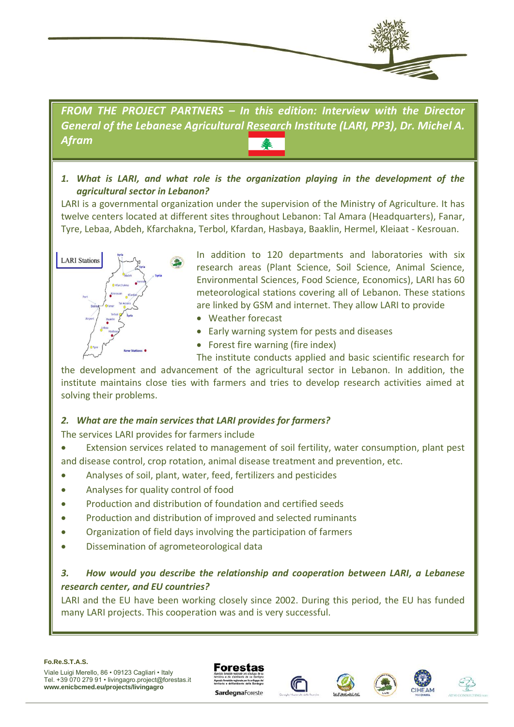***FROM THE PROJECT PARTNERS – In this edition: Interview with the Director General of the Lebanese Agricultural Research Institute (LARI, PP3), Dr. Michel A. Afram***

***1. What is LARI, and what role is the organization playing in the development of the agricultural sector in Lebanon?***

LARI is a governmental organization under the supervision of the Ministry of Agriculture. It has twelve centers located at different sites throughout Lebanon: Tal Amara (Headquarters), Fanar, Tyre, Lebaa, Abdeh, Kfarchakna, Terbol, Kfardan, Hasbaya, Baaklin, Hermel, Kleiaat - Kesrouan.

In addition to 120 departments and laboratories with six research areas (Plant Science, Soil Science, Animal Science, Environmental Sciences, Food Science, Economics), LARI has 60 meteorological stations covering all of Lebanon. These stations are linked by GSM and internet. They allow LARI to provide

- Weather forecast
- Early warning system for pests and diseases
- Forest fire warning (fire index)

The institute conducts applied and basic scientific research for the development and advancement of the agricultural sector in Lebanon. In addition, the institute maintains close ties with farmers and tries to develop research activities aimed at solving their problems.

***2. What are the main services that LARI provides for farmers?***

The services LARI provides for farmers include

- Extension services related to management of soil fertility, water consumption, plant pest and disease control, crop rotation, animal disease treatment and prevention, etc.
- Analyses of soil, plant, water, feed, fertilizers and pesticides
- Analyses for quality control of food
- Production and distribution of foundation and certified seeds
- Production and distribution of improved and selected ruminants
- Organization of field days involving the participation of farmers
- Dissemination of agrometeorological data

***3. How would you describe the relationship and cooperation between LARI, a Lebanese research center, and EU countries?***

LARI and the EU have been working closely since 2002. During this period, the EU has funded many LARI projects. This cooperation was and is very successful.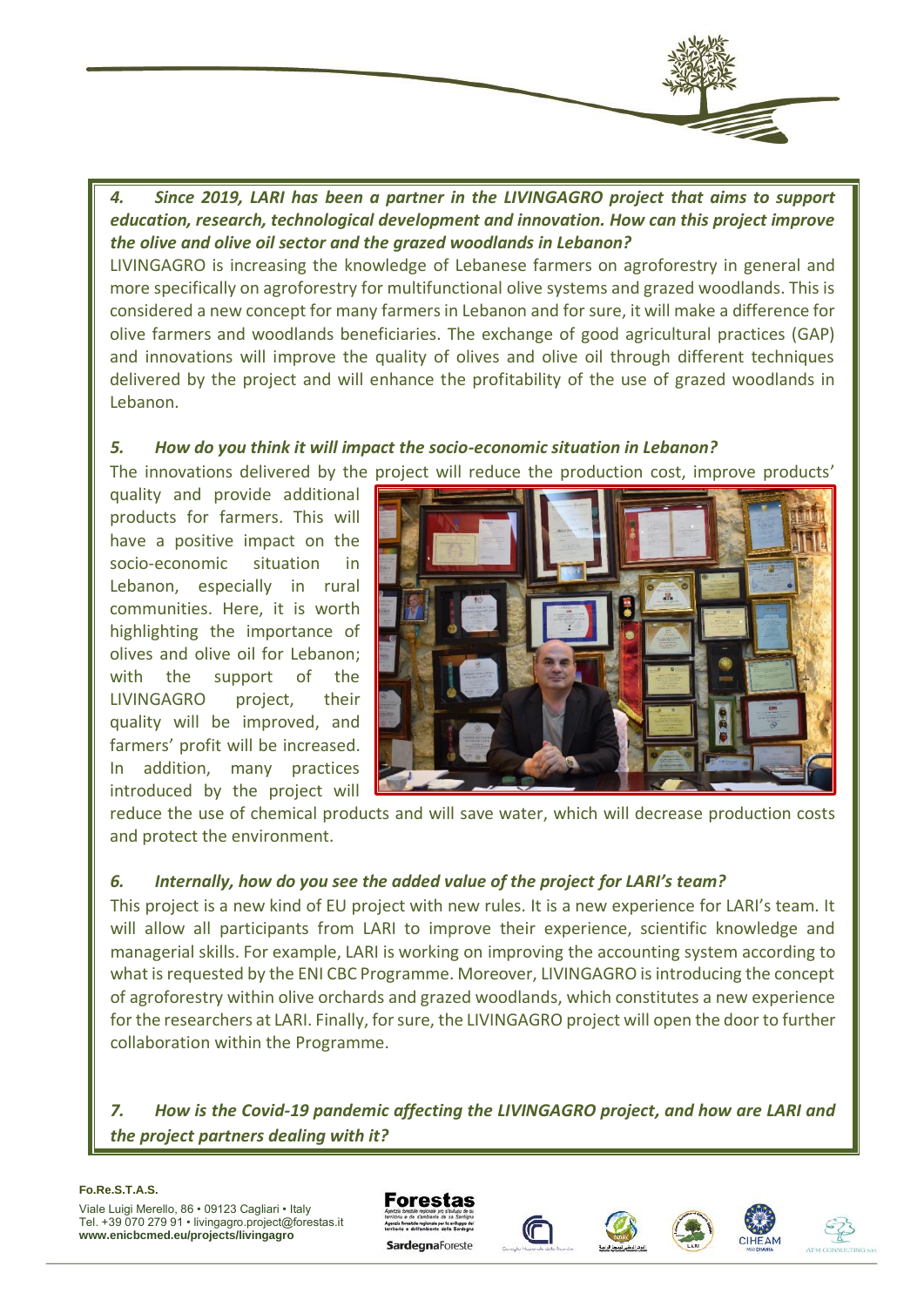***4. Since 2019, LARI has been a partner in the LIVINGAGRO project that aims to support education, research, technological development and innovation. How can this project improve the olive and olive oil sector and the grazed woodlands in Lebanon?***

LIVINGAGRO is increasing the knowledge of Lebanese farmers on agroforestry in general and more specifically on agroforestry for multifunctional olive systems and grazed woodlands. This is considered a new concept for many farmers in Lebanon and for sure, it will make a difference for olive farmers and woodlands beneficiaries. The exchange of good agricultural practices (GAP) and innovations will improve the quality of olives and olive oil through different techniques delivered by the project and will enhance the profitability of the use of grazed woodlands in Lebanon.

***5. How do you think it will impact the socio-economic situation in Lebanon?***

The innovations delivered by the project will reduce the production cost, improve products' quality and provide additional products for farmers. This will have a positive impact on the socio-economic situation in Lebanon, especially in rural communities. Here, it is worth highlighting the importance of olives and olive oil for Lebanon; with the support of the LIVINGAGRO project, their quality will be improved, and farmers' profit will be increased. In addition, many practices introduced by the project will reduce the use of chemical products and will save water, which will decrease production costs and protect the environment.

***6. Internally, how do you see the added value of the project for LARI's team?***

This project is a new kind of EU project with new rules. It is a new experience for LARI's team. It will allow all participants from LARI to improve their experience, scientific knowledge and managerial skills. For example, LARI is working on improving the accounting system according to what is requested by the ENI CBC Programme. Moreover, LIVINGAGRO is introducing the concept of agroforestry within olive orchards and grazed woodlands, which constitutes a new experience for the researchers at LARI. Finally, for sure, the LIVINGAGRO project will open the door to further collaboration within the Programme.

***7. How is the Covid-19 pandemic affecting the LIVINGAGRO project, and how are LARI and the project partners dealing with it?***

**Fo.Re.S.T.A.S.**

Viale Luigi Merello, 86 • 09123 Cagliari • Italy
Tel. +39 070 279 91 • livingagro.project@forestas.it
**www.enicbcmed.eu/projects/livingagro**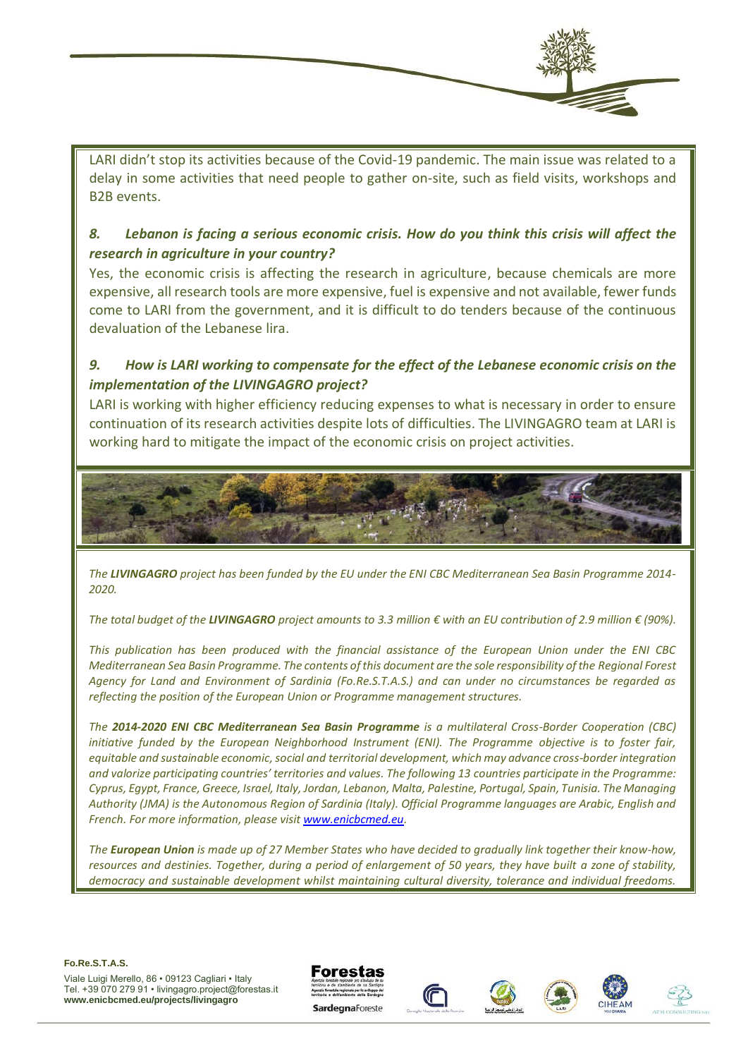LARI didn't stop its activities because of the Covid-19 pandemic. The main issue was related to a delay in some activities that need people to gather on-site, such as field visits, workshops and B2B events.

***8. Lebanon is facing a serious economic crisis. How do you think this crisis will affect the research in agriculture in your country?***

Yes, the economic crisis is affecting the research in agriculture, because chemicals are more expensive, all research tools are more expensive, fuel is expensive and not available, fewer funds come to LARI from the government, and it is difficult to do tenders because of the continuous devaluation of the Lebanese lira.

***9. How is LARI working to compensate for the effect of the Lebanese economic crisis on the implementation of the LIVINGAGRO project?***

LARI is working with higher efficiency reducing expenses to what is necessary in order to ensure continuation of its research activities despite lots of difficulties. The LIVINGAGRO team at LARI is working hard to mitigate the impact of the economic crisis on project activities.

*The **LIVINGAGRO** project has been funded by the EU under the ENI CBC Mediterranean Sea Basin Programme 2014-2020.*

*The total budget of the **LIVINGAGRO** project amounts to 3.3 million € with an EU contribution of 2.9 million € (90%).*

*This publication has been produced with the financial assistance of the European Union under the ENI CBC Mediterranean Sea Basin Programme. The contents of this document are the sole responsibility of the Regional Forest Agency for Land and Environment of Sardinia (Fo.Re.S.T.A.S.) and can under no circumstances be regarded as reflecting the position of the European Union or Programme management structures.*

*The **2014-2020 ENI CBC Mediterranean Sea Basin Programme** is a multilateral Cross-Border Cooperation (CBC) initiative funded by the European Neighborhood Instrument (ENI). The Programme objective is to foster fair, equitable and sustainable economic, social and territorial development, which may advance cross-border integration and valorize participating countries' territories and values. The following 13 countries participate in the Programme: Cyprus, Egypt, France, Greece, Israel, Italy, Jordan, Lebanon, Malta, Palestine, Portugal, Spain, Tunisia. The Managing Authority (JMA) is the Autonomous Region of Sardinia (Italy). Official Programme languages are Arabic, English and French. For more information, please visit [www.enicbcmed.eu](www.enicbcmed.eu).*

*The **European Union** is made up of 27 Member States who have decided to gradually link together their know-how, resources and destinies. Together, during a period of enlargement of 50 years, they have built a zone of stability, democracy and sustainable development whilst maintaining cultural diversity, tolerance and individual freedoms.*

**Fo.Re.S.T.A.S.**
Viale Luigi Merello, 86 • 09123 Cagliari • Italy
Tel. +39 070 279 91 • livingagro.project@forestas.it
**www.enicbcmed.eu/projects/livingagro**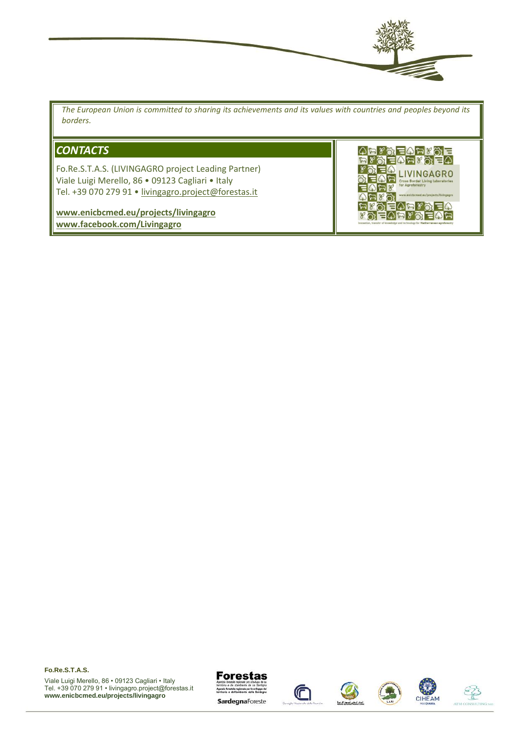*The European Union is committed to sharing its achievements and its values with countries and peoples beyond its borders.*

## *CONTACTS*

Fo.Re.S.T.A.S. (LIVINGAGRO project Leading Partner)
Viale Luigi Merello, 86 • 09123 Cagliari • Italy
Tel. +39 070 279 91 • livingagro.project@forestas.it

**www.enicbcmed.eu/projects/livingagro**
**www.facebook.com/Livingagro**